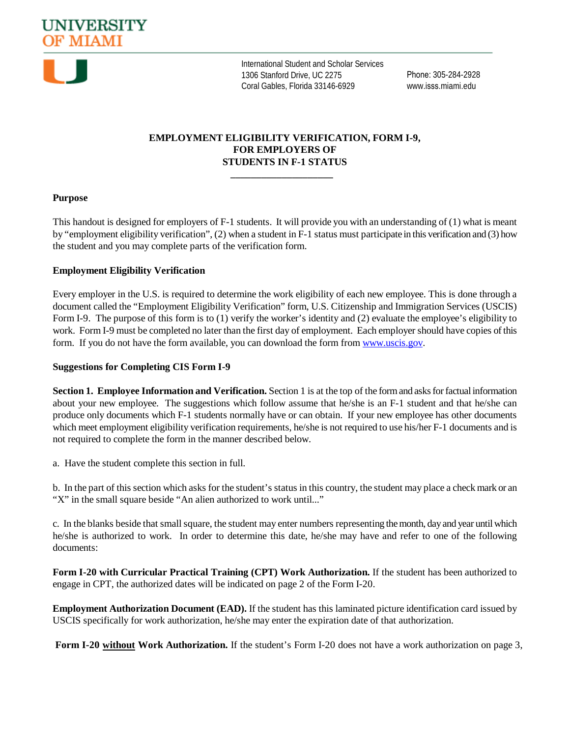**UNIVERSITY OF MIAMI**

International Student and Scholar Services
1306 Stanford Drive, UC 2275
Coral Gables, Florida 33146-6929

Phone: 305-284-2928
www.isss.miami.edu

# EMPLOYMENT ELIGIBILITY VERIFICATION, FORM I-9, FOR EMPLOYERS OF STUDENTS IN F-1 STATUS

## Purpose

This handout is designed for employers of F-1 students. It will provide you with an understanding of (1) what is meant by "employment eligibility verification", (2) when a student in F-1 status must participate in this verification and (3) how the student and you may complete parts of the verification form.

## Employment Eligibility Verification

Every employer in the U.S. is required to determine the work eligibility of each new employee. This is done through a document called the "Employment Eligibility Verification" form, U.S. Citizenship and Immigration Services (USCIS) Form I-9. The purpose of this form is to (1) verify the worker's identity and (2) evaluate the employee's eligibility to work. Form I-9 must be completed no later than the first day of employment. Each employer should have copies of this form. If you do not have the form available, you can download the form from www.uscis.gov.

## Suggestions for Completing CIS Form I-9

**Section 1. Employee Information and Verification.** Section 1 is at the top of the form and asks for factual information about your new employee. The suggestions which follow assume that he/she is an F-1 student and that he/she can produce only documents which F-1 students normally have or can obtain. If your new employee has other documents which meet employment eligibility verification requirements, he/she is not required to use his/her F-1 documents and is not required to complete the form in the manner described below.

a. Have the student complete this section in full.

b. In the part of this section which asks for the student's status in this country, the student may place a check mark or an "X" in the small square beside "An alien authorized to work until..."

c. In the blanks beside that small square, the student may enter numbers representing the month, day and year until which he/she is authorized to work. In order to determine this date, he/she may have and refer to one of the following documents:

**Form I-20 with Curricular Practical Training (CPT) Work Authorization.** If the student has been authorized to engage in CPT, the authorized dates will be indicated on page 2 of the Form I-20.

**Employment Authorization Document (EAD).** If the student has this laminated picture identification card issued by USCIS specifically for work authorization, he/she may enter the expiration date of that authorization.

**Form I-20 <u>without</u> Work Authorization.** If the student's Form I-20 does not have a work authorization on page 3,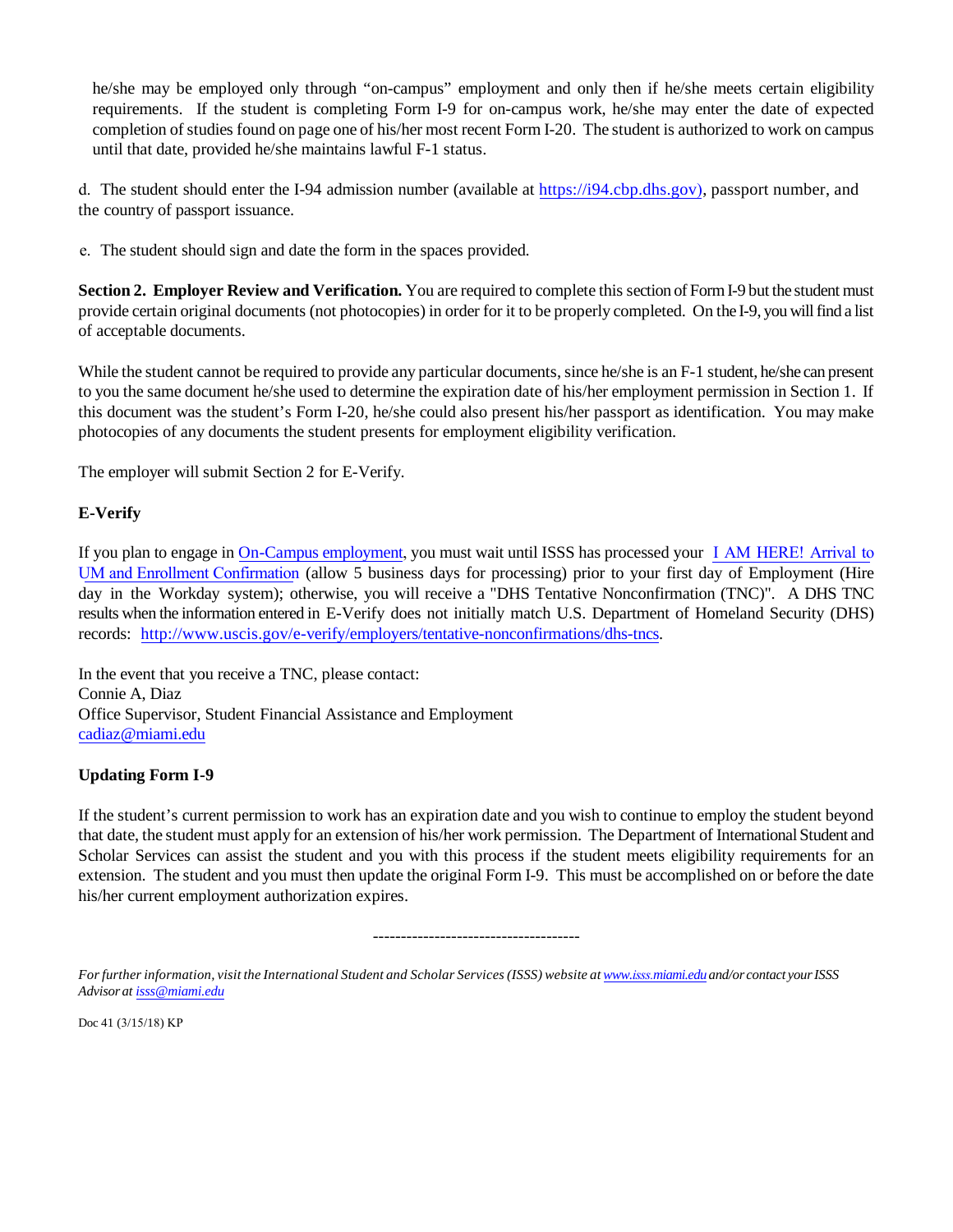he/she may be employed only through "on-campus" employment and only then if he/she meets certain eligibility requirements. If the student is completing Form I-9 for on-campus work, he/she may enter the date of expected completion of studies found on page one of his/her most recent Form I-20. The student is authorized to work on campus until that date, provided he/she maintains lawful F-1 status.

d. The student should enter the I-94 admission number (available at https://i94.cbp.dhs.gov), passport number, and the country of passport issuance.

e. The student should sign and date the form in the spaces provided.

**Section 2. Employer Review and Verification.** You are required to complete this section of Form I-9 but the student must provide certain original documents (not photocopies) in order for it to be properly completed. On the I-9, you will find a list of acceptable documents.

While the student cannot be required to provide any particular documents, since he/she is an F-1 student, he/she can present to you the same document he/she used to determine the expiration date of his/her employment permission in Section 1. If this document was the student's Form I-20, he/she could also present his/her passport as identification. You may make photocopies of any documents the student presents for employment eligibility verification.

The employer will submit Section 2 for E-Verify.

### E-Verify

If you plan to engage in On-Campus employment, you must wait until ISSS has processed your I AM HERE! Arrival to UM and Enrollment Confirmation (allow 5 business days for processing) prior to your first day of Employment (Hire day in the Workday system); otherwise, you will receive a "DHS Tentative Nonconfirmation (TNC)". A DHS TNC results when the information entered in E-Verify does not initially match U.S. Department of Homeland Security (DHS) records: http://www.uscis.gov/e-verify/employers/tentative-nonconfirmations/dhs-tncs.

In the event that you receive a TNC, please contact:
Connie A, Diaz
Office Supervisor, Student Financial Assistance and Employment
cadiaz@miami.edu

### Updating Form I-9

If the student's current permission to work has an expiration date and you wish to continue to employ the student beyond that date, the student must apply for an extension of his/her work permission. The Department of International Student and Scholar Services can assist the student and you with this process if the student meets eligibility requirements for an extension. The student and you must then update the original Form I-9. This must be accomplished on or before the date his/her current employment authorization expires.

------------------------------------

*For further information, visit the International Student and Scholar Services (ISSS) website at www.isss.miami.edu and/or contact your ISSS Advisor at isss@miami.edu*

Doc 41 (3/15/18) KP